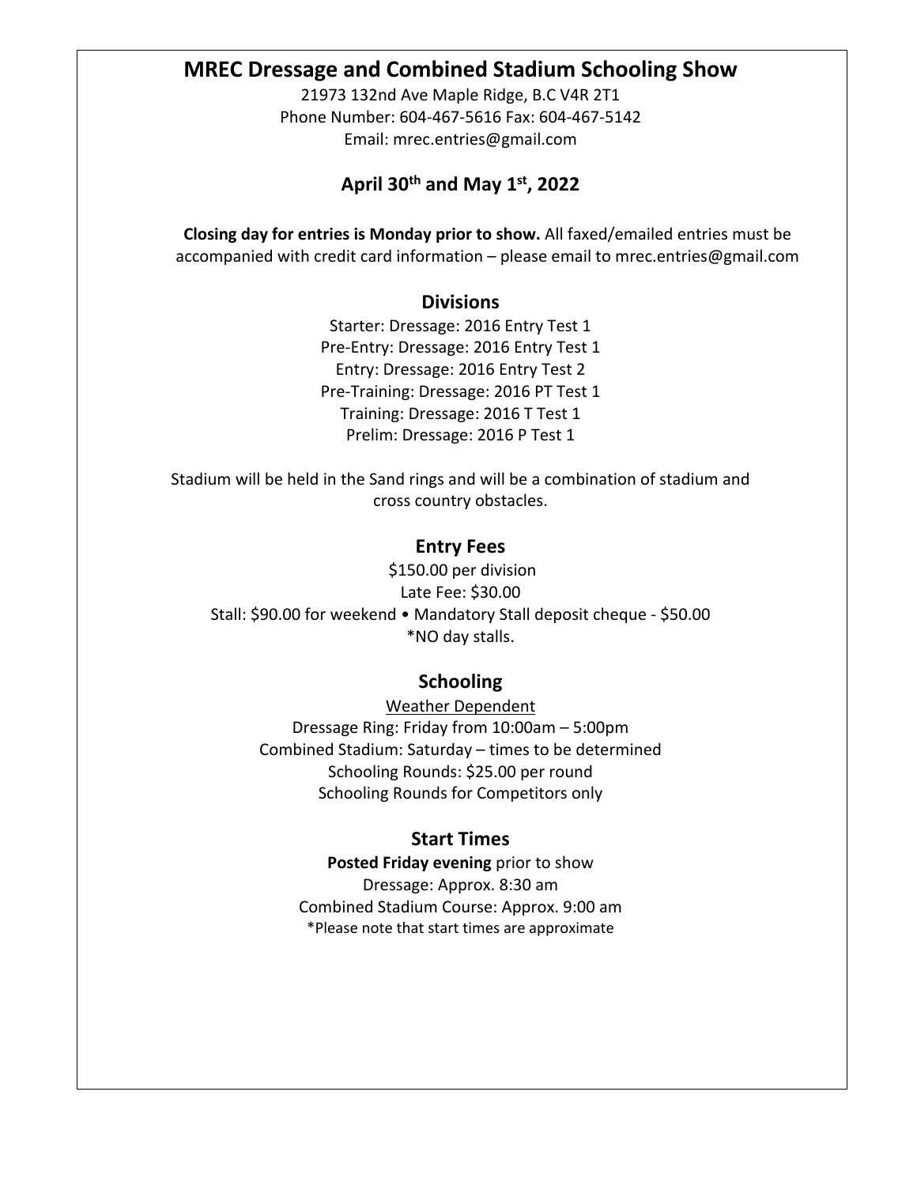# MREC Dressage and Combined Stadium Schooling Show

21973 132nd Ave Maple Ridge, B.C V4R 2T1
Phone Number: 604-467-5616 Fax: 604-467-5142
Email: mrec.entries@gmail.com

## April 30th and May 1st, 2022

**Closing day for entries is Monday prior to show.** All faxed/emailed entries must be accompanied with credit card information – please email to mrec.entries@gmail.com

### Divisions

Starter: Dressage: 2016 Entry Test 1
Pre-Entry: Dressage: 2016 Entry Test 1
Entry: Dressage: 2016 Entry Test 2
Pre-Training: Dressage: 2016 PT Test 1
Training: Dressage: 2016 T Test 1
Prelim: Dressage: 2016 P Test 1

Stadium will be held in the Sand rings and will be a combination of stadium and cross country obstacles.

### Entry Fees

$150.00 per division
Late Fee: $30.00
Stall: $90.00 for weekend • Mandatory Stall deposit cheque - $50.00
*NO day stalls.

### Schooling

Weather Dependent

Dressage Ring: Friday from 10:00am – 5:00pm
Combined Stadium: Saturday – times to be determined
Schooling Rounds: $25.00 per round
Schooling Rounds for Competitors only

### Start Times

**Posted Friday evening** prior to show
Dressage: Approx. 8:30 am
Combined Stadium Course: Approx. 9:00 am
*Please note that start times are approximate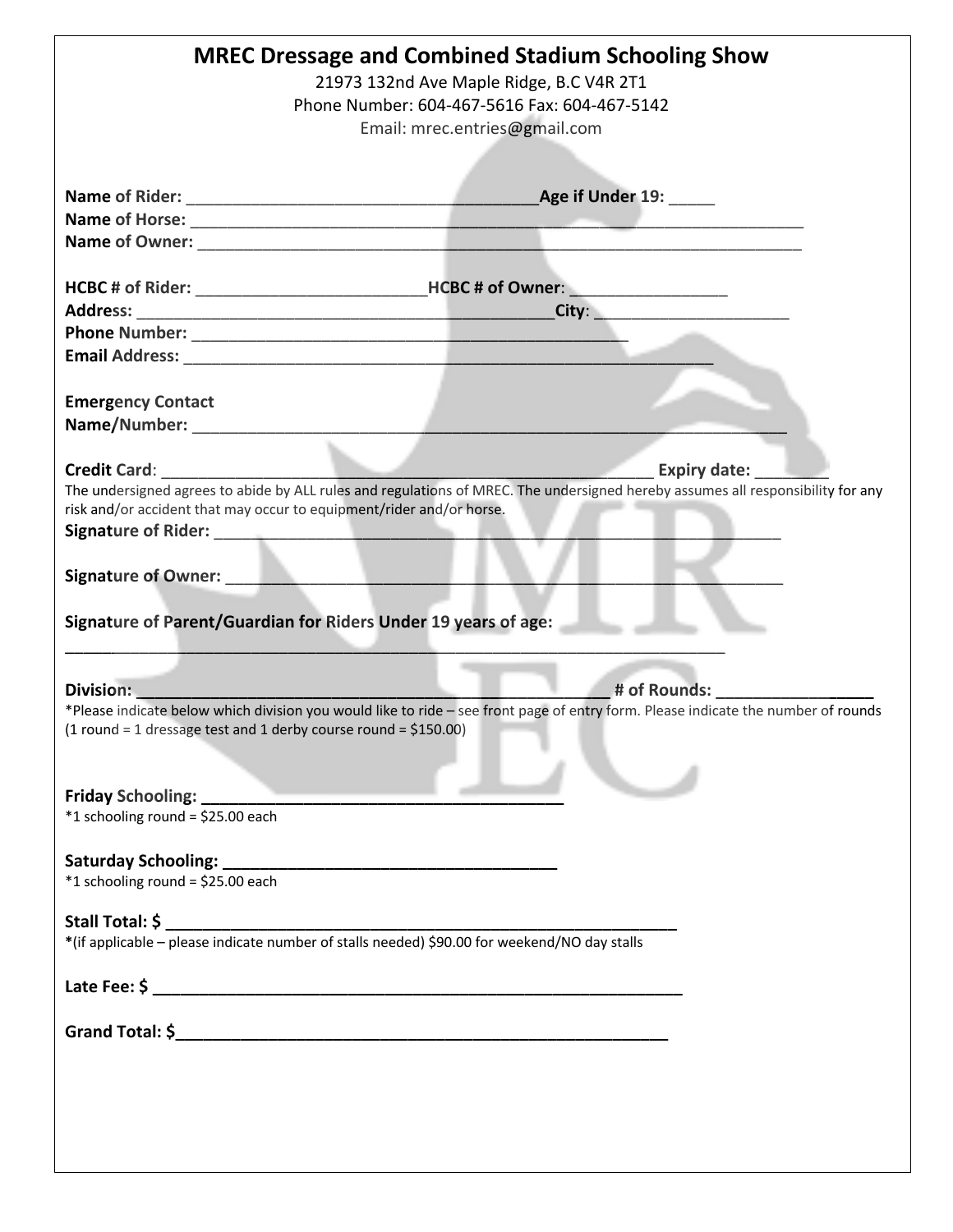# MREC Dressage and Combined Stadium Schooling Show

21973 132nd Ave Maple Ridge, B.C V4R 2T1
Phone Number: 604-467-5616 Fax: 604-467-5142
Email: mrec.entries@gmail.com

**Name of Rider:** ______________________________________ **Age if Under 19:** _____
**Name of Horse:** ___________________________________________________________________
**Name of Owner:** ___________________________________________________________________

**HCBC # of Rider:** _________________________ **HCBC # of Owner**: _________________
**Address:** _____________________________________________ **City**: _____________________
**Phone Number:** _______________________________________________
**Email Address:** __________________________________________________________

**Emergency Contact**
**Name/Number:** ____________________________________________________________________

**Credit Card**: _____________________________________________________ **Expiry date:** ________

The undersigned agrees to abide by ALL rules and regulations of MREC. The undersigned hereby assumes all responsibility for any risk and/or accident that may occur to equipment/rider and/or horse.

**Signature of Rider:** ______________________________________________________________

**Signature of Owner:** ______________________________________________________________

**Signature of Parent/Guardian for Riders Under 19 years of age:**

_______________________________________________________________________

**Division:** ____________________________________________________ **# of Rounds:** _________________

*Please indicate below which division you would like to ride – see front page of entry form. Please indicate the number of rounds (1 round = 1 dressage test and 1 derby course round = $150.00)

**Friday Schooling:** ________________________________________

*1 schooling round = $25.00 each

**Saturday Schooling:** _____________________________________

*1 schooling round = $25.00 each

**Stall Total: $** _____________________________________________________

***(if applicable – please indicate number of stalls needed) $90.00 for weekend/NO day stalls

**Late Fee: $** ______________________________________________________________

**Grand Total: $**_____________________________________________________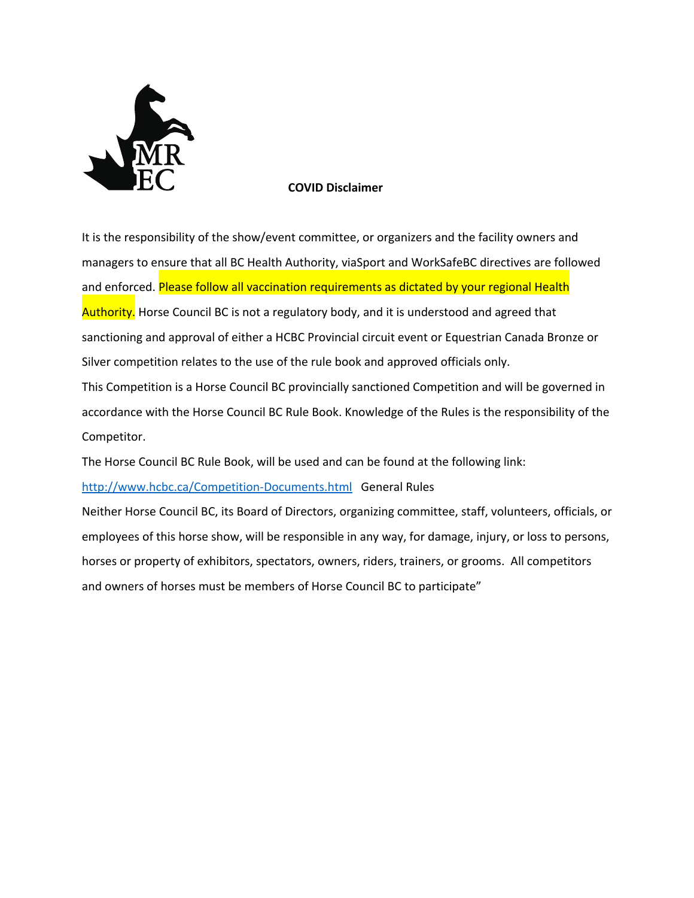**COVID Disclaimer**

It is the responsibility of the show/event committee, or organizers and the facility owners and managers to ensure that all BC Health Authority, viaSport and WorkSafeBC directives are followed and enforced. Please follow all vaccination requirements as dictated by your regional Health Authority. Horse Council BC is not a regulatory body, and it is understood and agreed that sanctioning and approval of either a HCBC Provincial circuit event or Equestrian Canada Bronze or Silver competition relates to the use of the rule book and approved officials only.

This Competition is a Horse Council BC provincially sanctioned Competition and will be governed in accordance with the Horse Council BC Rule Book. Knowledge of the Rules is the responsibility of the Competitor.

The Horse Council BC Rule Book, will be used and can be found at the following link:

[http://www.hcbc.ca/Competition-Documents.html](http://www.hcbc.ca/Competition-Documents.html) General Rules

Neither Horse Council BC, its Board of Directors, organizing committee, staff, volunteers, officials, or employees of this horse show, will be responsible in any way, for damage, injury, or loss to persons, horses or property of exhibitors, spectators, owners, riders, trainers, or grooms. All competitors and owners of horses must be members of Horse Council BC to participate"